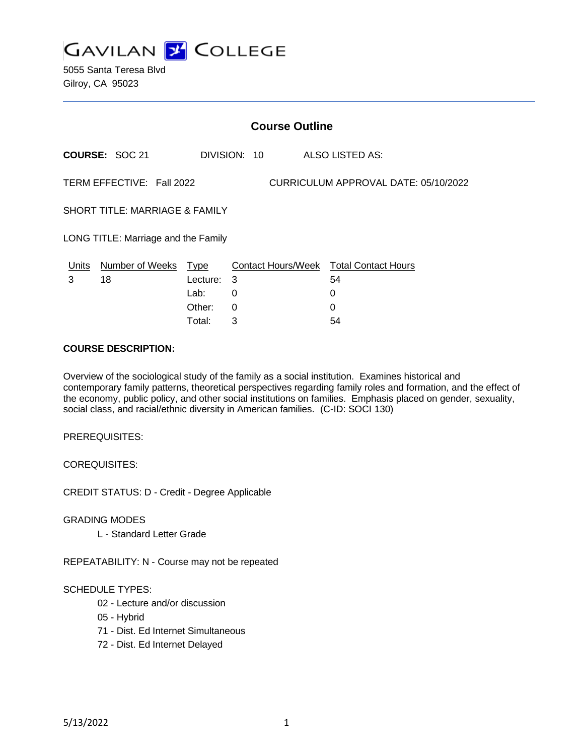# GAVILAN COLLEGE

5055 Santa Teresa Blvd
Gilroy, CA 95023

## Course Outline

**COURSE:** SOC 21 DIVISION: 10 ALSO LISTED AS:

TERM EFFECTIVE: Fall 2022 CURRICULUM APPROVAL DATE: 05/10/2022

SHORT TITLE: MARRIAGE & FAMILY

LONG TITLE: Marriage and the Family

| Units | Number of Weeks | Type | Contact Hours/Week | Total Contact Hours |
|---|---|---|---|---|
| 3 | 18 | Lecture: | 3 | 54 |
| | | Lab: | 0 | 0 |
| | | Other: | 0 | 0 |
| | | Total: | 3 | 54 |

**COURSE DESCRIPTION:**

Overview of the sociological study of the family as a social institution. Examines historical and contemporary family patterns, theoretical perspectives regarding family roles and formation, and the effect of the economy, public policy, and other social institutions on families. Emphasis placed on gender, sexuality, social class, and racial/ethnic diversity in American families. (C-ID: SOCI 130)

PREREQUISITES:

COREQUISITES:

CREDIT STATUS: D - Credit - Degree Applicable

GRADING MODES

L - Standard Letter Grade

REPEATABILITY: N - Course may not be repeated

SCHEDULE TYPES:

02 - Lecture and/or discussion
05 - Hybrid
71 - Dist. Ed Internet Simultaneous
72 - Dist. Ed Internet Delayed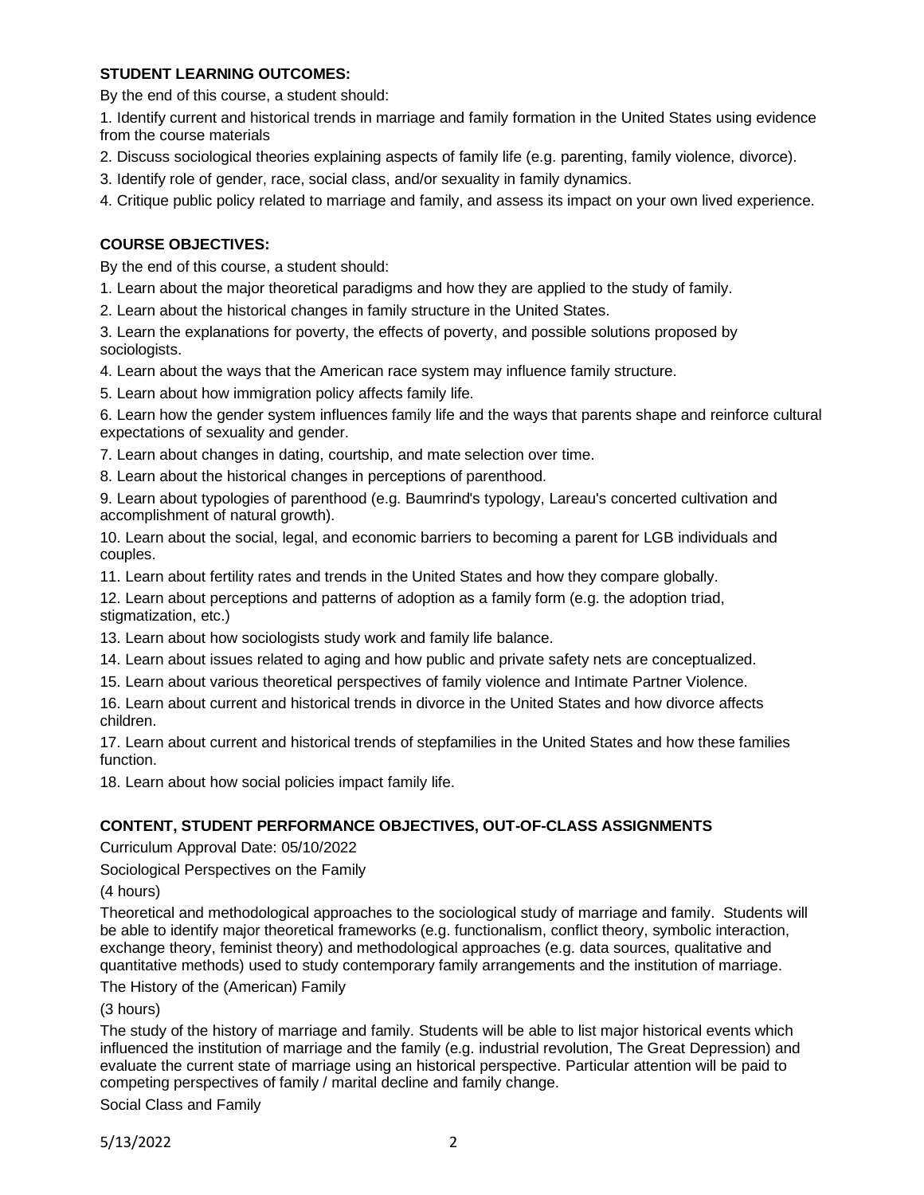**STUDENT LEARNING OUTCOMES:**

By the end of this course, a student should:

1. Identify current and historical trends in marriage and family formation in the United States using evidence from the course materials
2. Discuss sociological theories explaining aspects of family life (e.g. parenting, family violence, divorce).
3. Identify role of gender, race, social class, and/or sexuality in family dynamics.
4. Critique public policy related to marriage and family, and assess its impact on your own lived experience.

**COURSE OBJECTIVES:**

By the end of this course, a student should:

1. Learn about the major theoretical paradigms and how they are applied to the study of family.
2. Learn about the historical changes in family structure in the United States.
3. Learn the explanations for poverty, the effects of poverty, and possible solutions proposed by sociologists.
4. Learn about the ways that the American race system may influence family structure.
5. Learn about how immigration policy affects family life.
6. Learn how the gender system influences family life and the ways that parents shape and reinforce cultural expectations of sexuality and gender.
7. Learn about changes in dating, courtship, and mate selection over time.
8. Learn about the historical changes in perceptions of parenthood.
9. Learn about typologies of parenthood (e.g. Baumrind's typology, Lareau's concerted cultivation and accomplishment of natural growth).
10. Learn about the social, legal, and economic barriers to becoming a parent for LGB individuals and couples.
11. Learn about fertility rates and trends in the United States and how they compare globally.
12. Learn about perceptions and patterns of adoption as a family form (e.g. the adoption triad, stigmatization, etc.)
13. Learn about how sociologists study work and family life balance.
14. Learn about issues related to aging and how public and private safety nets are conceptualized.
15. Learn about various theoretical perspectives of family violence and Intimate Partner Violence.
16. Learn about current and historical trends in divorce in the United States and how divorce affects children.
17. Learn about current and historical trends of stepfamilies in the United States and how these families function.
18. Learn about how social policies impact family life.

**CONTENT, STUDENT PERFORMANCE OBJECTIVES, OUT-OF-CLASS ASSIGNMENTS**

Curriculum Approval Date: 05/10/2022

Sociological Perspectives on the Family

(4 hours)

Theoretical and methodological approaches to the sociological study of marriage and family. Students will be able to identify major theoretical frameworks (e.g. functionalism, conflict theory, symbolic interaction, exchange theory, feminist theory) and methodological approaches (e.g. data sources, qualitative and quantitative methods) used to study contemporary family arrangements and the institution of marriage.

The History of the (American) Family

(3 hours)

The study of the history of marriage and family. Students will be able to list major historical events which influenced the institution of marriage and the family (e.g. industrial revolution, The Great Depression) and evaluate the current state of marriage using an historical perspective. Particular attention will be paid to competing perspectives of family / marital decline and family change.

Social Class and Family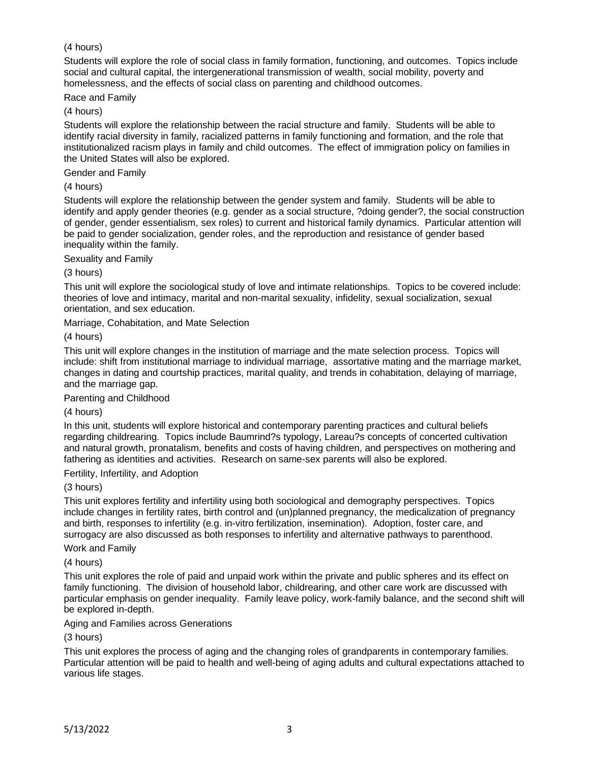(4 hours)

Students will explore the role of social class in family formation, functioning, and outcomes. Topics include social and cultural capital, the intergenerational transmission of wealth, social mobility, poverty and homelessness, and the effects of social class on parenting and childhood outcomes.

Race and Family

(4 hours)

Students will explore the relationship between the racial structure and family. Students will be able to identify racial diversity in family, racialized patterns in family functioning and formation, and the role that institutionalized racism plays in family and child outcomes. The effect of immigration policy on families in the United States will also be explored.

Gender and Family

(4 hours)

Students will explore the relationship between the gender system and family. Students will be able to identify and apply gender theories (e.g. gender as a social structure, ?doing gender?, the social construction of gender, gender essentialism, sex roles) to current and historical family dynamics. Particular attention will be paid to gender socialization, gender roles, and the reproduction and resistance of gender based inequality within the family.

Sexuality and Family

(3 hours)

This unit will explore the sociological study of love and intimate relationships. Topics to be covered include: theories of love and intimacy, marital and non-marital sexuality, infidelity, sexual socialization, sexual orientation, and sex education.

Marriage, Cohabitation, and Mate Selection

(4 hours)

This unit will explore changes in the institution of marriage and the mate selection process. Topics will include: shift from institutional marriage to individual marriage, assortative mating and the marriage market, changes in dating and courtship practices, marital quality, and trends in cohabitation, delaying of marriage, and the marriage gap.

Parenting and Childhood

(4 hours)

In this unit, students will explore historical and contemporary parenting practices and cultural beliefs regarding childrearing. Topics include Baumrind?s typology, Lareau?s concepts of concerted cultivation and natural growth, pronatalism, benefits and costs of having children, and perspectives on mothering and fathering as identities and activities. Research on same-sex parents will also be explored.

Fertility, Infertility, and Adoption

(3 hours)

This unit explores fertility and infertility using both sociological and demography perspectives. Topics include changes in fertility rates, birth control and (un)planned pregnancy, the medicalization of pregnancy and birth, responses to infertility (e.g. in-vitro fertilization, insemination). Adoption, foster care, and surrogacy are also discussed as both responses to infertility and alternative pathways to parenthood.

Work and Family

(4 hours)

This unit explores the role of paid and unpaid work within the private and public spheres and its effect on family functioning. The division of household labor, childrearing, and other care work are discussed with particular emphasis on gender inequality. Family leave policy, work-family balance, and the second shift will be explored in-depth.

Aging and Families across Generations

(3 hours)

This unit explores the process of aging and the changing roles of grandparents in contemporary families. Particular attention will be paid to health and well-being of aging adults and cultural expectations attached to various life stages.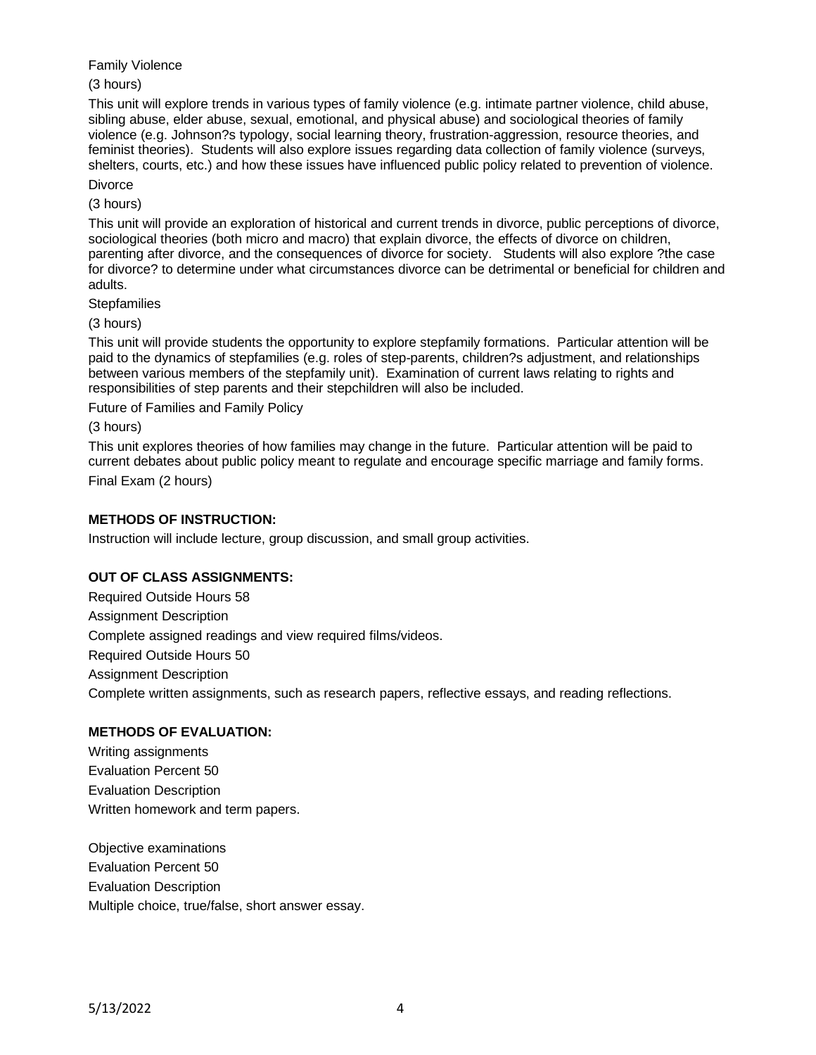Family Violence

(3 hours)

This unit will explore trends in various types of family violence (e.g. intimate partner violence, child abuse, sibling abuse, elder abuse, sexual, emotional, and physical abuse) and sociological theories of family violence (e.g. Johnson?s typology, social learning theory, frustration-aggression, resource theories, and feminist theories). Students will also explore issues regarding data collection of family violence (surveys, shelters, courts, etc.) and how these issues have influenced public policy related to prevention of violence.

Divorce

(3 hours)

This unit will provide an exploration of historical and current trends in divorce, public perceptions of divorce, sociological theories (both micro and macro) that explain divorce, the effects of divorce on children, parenting after divorce, and the consequences of divorce for society. Students will also explore ?the case for divorce? to determine under what circumstances divorce can be detrimental or beneficial for children and adults.

Stepfamilies

(3 hours)

This unit will provide students the opportunity to explore stepfamily formations. Particular attention will be paid to the dynamics of stepfamilies (e.g. roles of step-parents, children?s adjustment, and relationships between various members of the stepfamily unit). Examination of current laws relating to rights and responsibilities of step parents and their stepchildren will also be included.

Future of Families and Family Policy

(3 hours)

This unit explores theories of how families may change in the future. Particular attention will be paid to current debates about public policy meant to regulate and encourage specific marriage and family forms.

Final Exam (2 hours)

**METHODS OF INSTRUCTION:**

Instruction will include lecture, group discussion, and small group activities.

**OUT OF CLASS ASSIGNMENTS:**

Required Outside Hours 58

Assignment Description

Complete assigned readings and view required films/videos.

Required Outside Hours 50

Assignment Description

Complete written assignments, such as research papers, reflective essays, and reading reflections.

**METHODS OF EVALUATION:**

Writing assignments

Evaluation Percent 50

Evaluation Description

Written homework and term papers.

Objective examinations

Evaluation Percent 50

Evaluation Description

Multiple choice, true/false, short answer essay.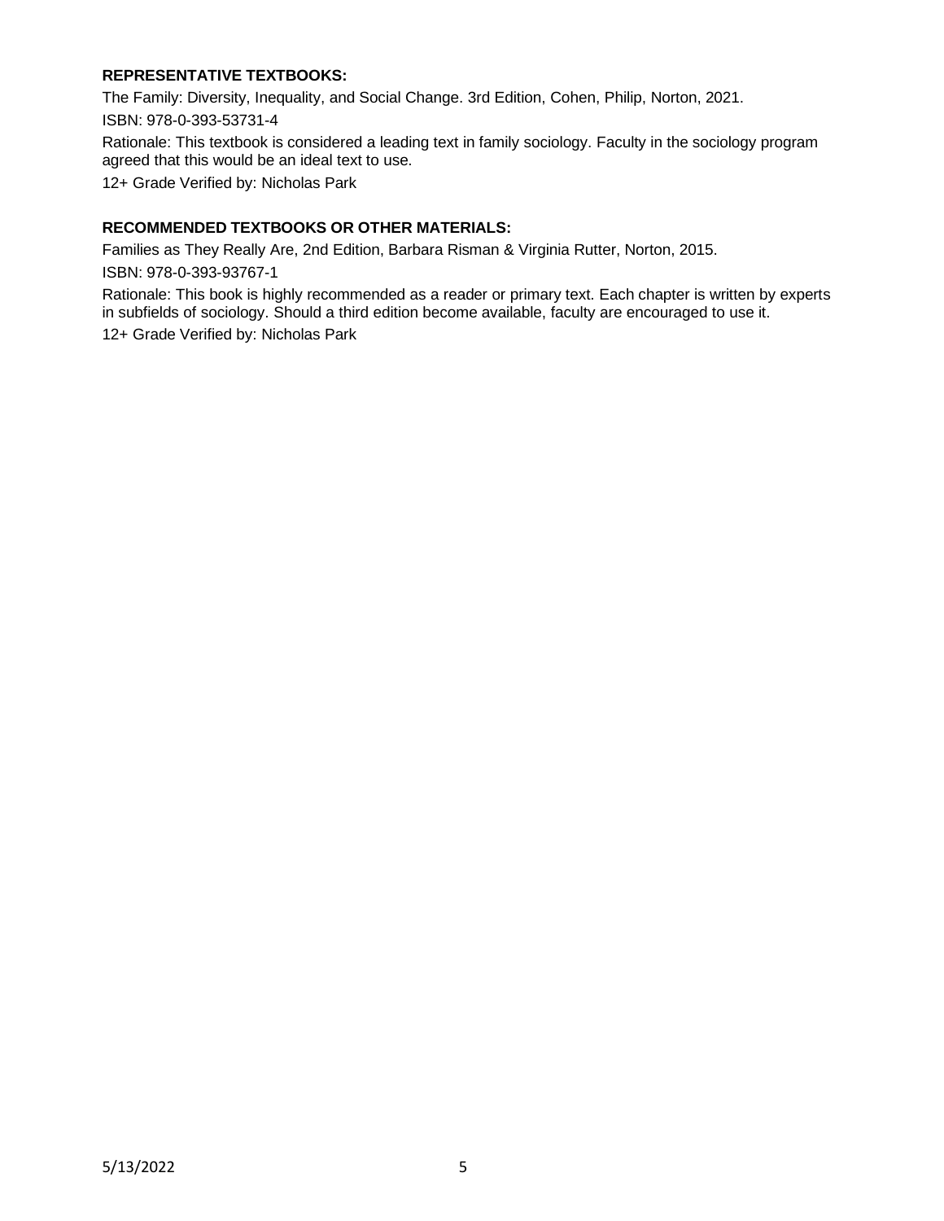**REPRESENTATIVE TEXTBOOKS:**

The Family: Diversity, Inequality, and Social Change. 3rd Edition, Cohen, Philip, Norton, 2021.

ISBN: 978-0-393-53731-4

Rationale: This textbook is considered a leading text in family sociology. Faculty in the sociology program agreed that this would be an ideal text to use.

12+ Grade Verified by: Nicholas Park

**RECOMMENDED TEXTBOOKS OR OTHER MATERIALS:**

Families as They Really Are, 2nd Edition, Barbara Risman & Virginia Rutter, Norton, 2015.

ISBN: 978-0-393-93767-1

Rationale: This book is highly recommended as a reader or primary text. Each chapter is written by experts in subfields of sociology. Should a third edition become available, faculty are encouraged to use it.

12+ Grade Verified by: Nicholas Park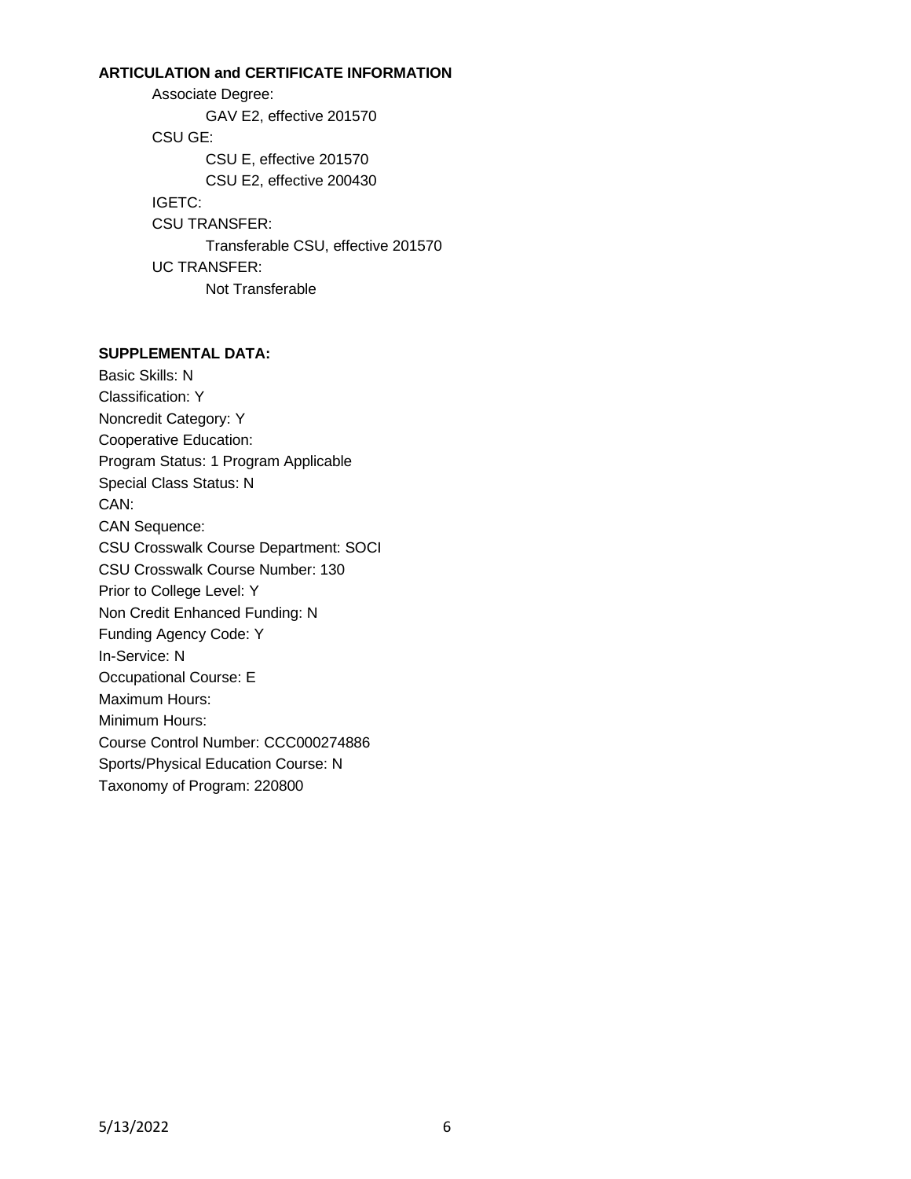**ARTICULATION and CERTIFICATE INFORMATION**

Associate Degree:

GAV E2, effective 201570

CSU GE:

CSU E, effective 201570

CSU E2, effective 200430

IGETC:

CSU TRANSFER:

Transferable CSU, effective 201570

UC TRANSFER:

Not Transferable

**SUPPLEMENTAL DATA:**

Basic Skills: N

Classification: Y

Noncredit Category: Y

Cooperative Education:

Program Status: 1 Program Applicable

Special Class Status: N

CAN:

CAN Sequence:

CSU Crosswalk Course Department: SOCI

CSU Crosswalk Course Number: 130

Prior to College Level: Y

Non Credit Enhanced Funding: N

Funding Agency Code: Y

In-Service: N

Occupational Course: E

Maximum Hours:

Minimum Hours:

Course Control Number: CCC000274886

Sports/Physical Education Course: N

Taxonomy of Program: 220800